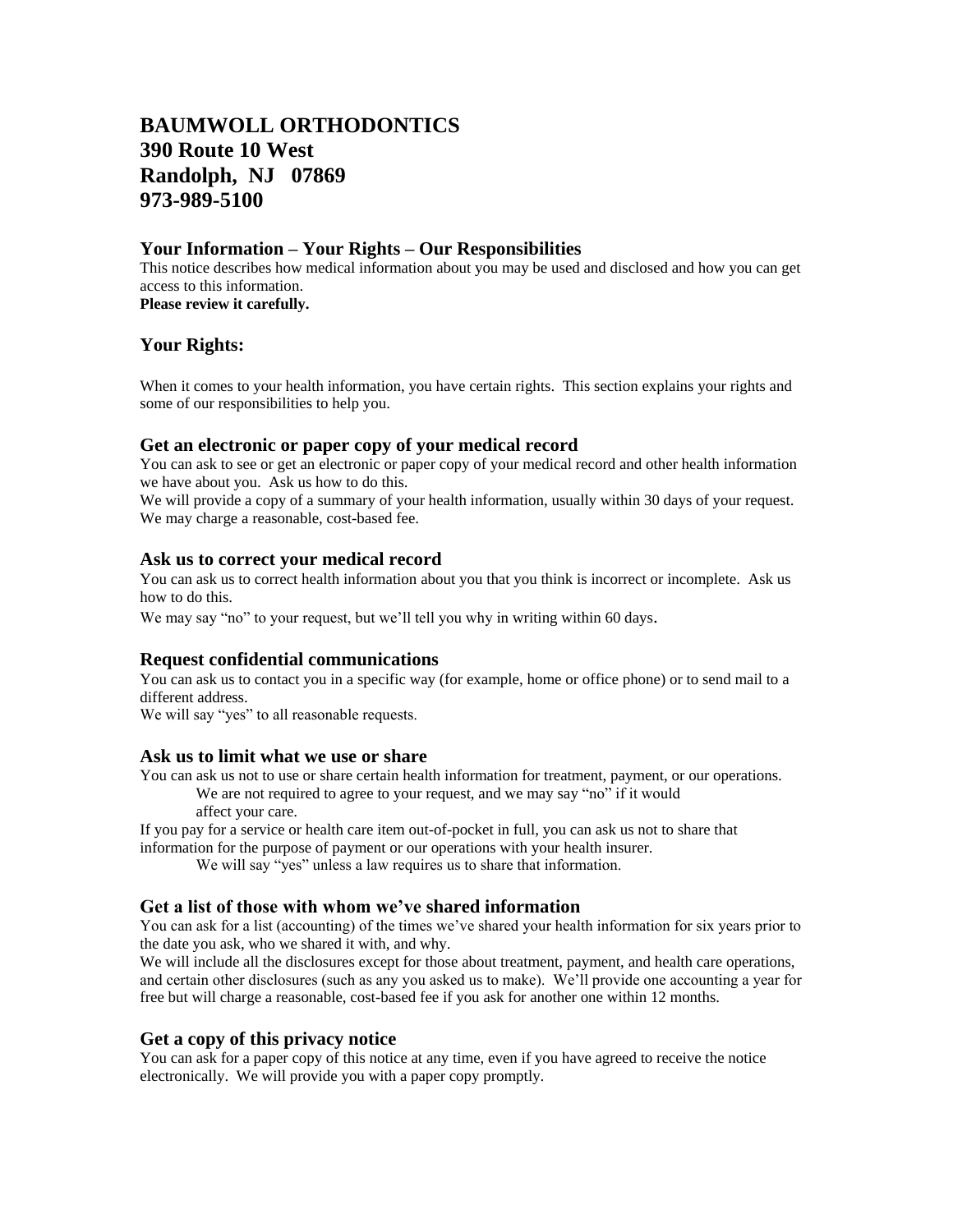# BAUMWOLL ORTHODONTICS
# 390 Route 10 West
# Randolph, NJ 07869
# 973-989-5100

### Your Information – Your Rights – Our Responsibilities

This notice describes how medical information about you may be used and disclosed and how you can get access to this information.
**Please review it carefully.**

## Your Rights:

When it comes to your health information, you have certain rights. This section explains your rights and some of our responsibilities to help you.

### Get an electronic or paper copy of your medical record

You can ask to see or get an electronic or paper copy of your medical record and other health information we have about you. Ask us how to do this.
We will provide a copy of a summary of your health information, usually within 30 days of your request. We may charge a reasonable, cost-based fee.

### Ask us to correct your medical record

You can ask us to correct health information about you that you think is incorrect or incomplete. Ask us how to do this.
We may say "no" to your request, but we'll tell you why in writing within 60 days.

### Request confidential communications

You can ask us to contact you in a specific way (for example, home or office phone) or to send mail to a different address.
We will say "yes" to all reasonable requests.

### Ask us to limit what we use or share

You can ask us not to use or share certain health information for treatment, payment, or our operations.
We are not required to agree to your request, and we may say "no" if it would affect your care.
If you pay for a service or health care item out-of-pocket in full, you can ask us not to share that information for the purpose of payment or our operations with your health insurer.
We will say "yes" unless a law requires us to share that information.

### Get a list of those with whom we've shared information

You can ask for a list (accounting) of the times we've shared your health information for six years prior to the date you ask, who we shared it with, and why.
We will include all the disclosures except for those about treatment, payment, and health care operations, and certain other disclosures (such as any you asked us to make). We'll provide one accounting a year for free but will charge a reasonable, cost-based fee if you ask for another one within 12 months.

### Get a copy of this privacy notice

You can ask for a paper copy of this notice at any time, even if you have agreed to receive the notice electronically. We will provide you with a paper copy promptly.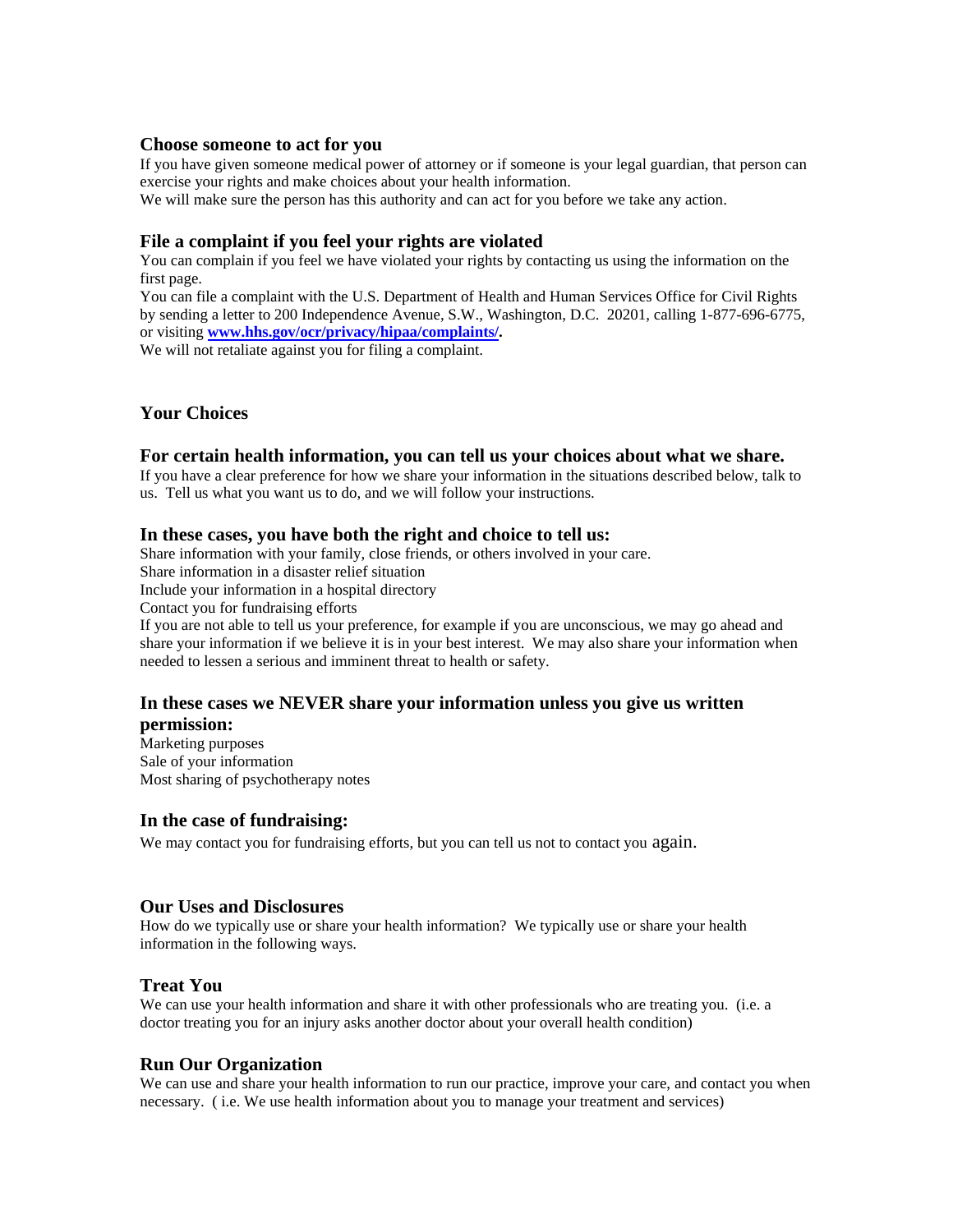### Choose someone to act for you

If you have given someone medical power of attorney or if someone is your legal guardian, that person can exercise your rights and make choices about your health information.
We will make sure the person has this authority and can act for you before we take any action.

### File a complaint if you feel your rights are violated

You can complain if you feel we have violated your rights by contacting us using the information on the first page.
You can file a complaint with the U.S. Department of Health and Human Services Office for Civil Rights by sending a letter to 200 Independence Avenue, S.W., Washington, D.C. 20201, calling 1-877-696-6775, or visiting **www.hhs.gov/ocr/privacy/hipaa/complaints/.**
We will not retaliate against you for filing a complaint.

## Your Choices

### For certain health information, you can tell us your choices about what we share.

If you have a clear preference for how we share your information in the situations described below, talk to us. Tell us what you want us to do, and we will follow your instructions.

### In these cases, you have both the right and choice to tell us:

Share information with your family, close friends, or others involved in your care.
Share information in a disaster relief situation
Include your information in a hospital directory
Contact you for fundraising efforts
If you are not able to tell us your preference, for example if you are unconscious, we may go ahead and share your information if we believe it is in your best interest. We may also share your information when needed to lessen a serious and imminent threat to health or safety.

### In these cases we NEVER share your information unless you give us written permission:

Marketing purposes
Sale of your information
Most sharing of psychotherapy notes

### In the case of fundraising:

We may contact you for fundraising efforts, but you can tell us not to contact you again.

## Our Uses and Disclosures

How do we typically use or share your health information? We typically use or share your health information in the following ways.

### Treat You

We can use your health information and share it with other professionals who are treating you. (i.e. a doctor treating you for an injury asks another doctor about your overall health condition)

### Run Our Organization

We can use and share your health information to run our practice, improve your care, and contact you when necessary. ( i.e. We use health information about you to manage your treatment and services)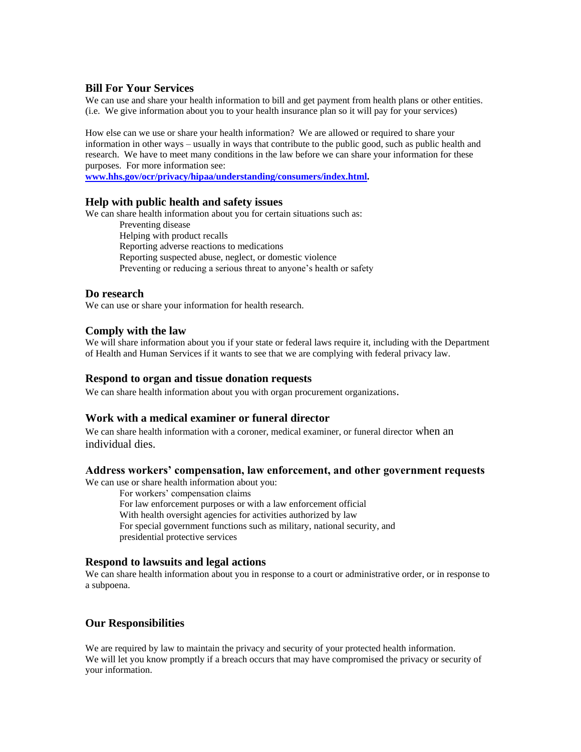### Bill For Your Services

We can use and share your health information to bill and get payment from health plans or other entities. (i.e. We give information about you to your health insurance plan so it will pay for your services)

How else can we use or share your health information? We are allowed or required to share your information in other ways – usually in ways that contribute to the public good, such as public health and research. We have to meet many conditions in the law before we can share your information for these purposes. For more information see: **[www.hhs.gov/ocr/privacy/hipaa/understanding/consumers/index.html](http://www.hhs.gov/ocr/privacy/hipaa/understanding/consumers/index.html).**

### Help with public health and safety issues

We can share health information about you for certain situations such as:

- Preventing disease
- Helping with product recalls
- Reporting adverse reactions to medications
- Reporting suspected abuse, neglect, or domestic violence
- Preventing or reducing a serious threat to anyone's health or safety

### Do research

We can use or share your information for health research.

### Comply with the law

We will share information about you if your state or federal laws require it, including with the Department of Health and Human Services if it wants to see that we are complying with federal privacy law.

### Respond to organ and tissue donation requests

We can share health information about you with organ procurement organizations.

### Work with a medical examiner or funeral director

We can share health information with a coroner, medical examiner, or funeral director when an individual dies.

### Address workers' compensation, law enforcement, and other government requests

We can use or share health information about you:

- For workers' compensation claims
- For law enforcement purposes or with a law enforcement official
- With health oversight agencies for activities authorized by law
- For special government functions such as military, national security, and presidential protective services

### Respond to lawsuits and legal actions

We can share health information about you in response to a court or administrative order, or in response to a subpoena.

### Our Responsibilities

We are required by law to maintain the privacy and security of your protected health information. We will let you know promptly if a breach occurs that may have compromised the privacy or security of your information.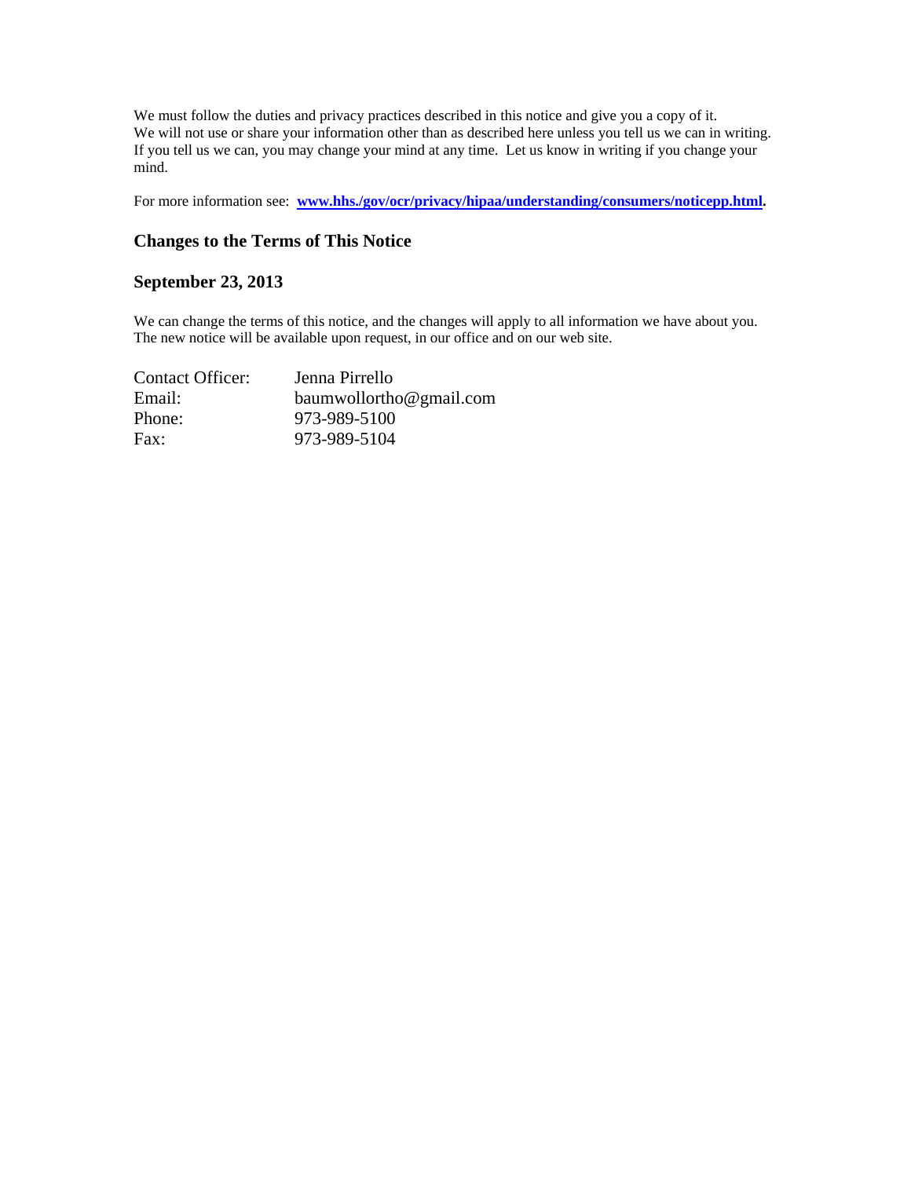We must follow the duties and privacy practices described in this notice and give you a copy of it. We will not use or share your information other than as described here unless you tell us we can in writing. If you tell us we can, you may change your mind at any time. Let us know in writing if you change your mind.

For more information see: **[www.hhs./gov/ocr/privacy/hipaa/understanding/consumers/noticepp.html](www.hhs./gov/ocr/privacy/hipaa/understanding/consumers/noticepp.html).**

## Changes to the Terms of This Notice

## September 23, 2013

We can change the terms of this notice, and the changes will apply to all information we have about you. The new notice will be available upon request, in our office and on our web site.

| | |
|---|---|
| Contact Officer: | Jenna Pirrello |
| Email: | baumwollortho@gmail.com |
| Phone: | 973-989-5100 |
| Fax: | 973-989-5104 |